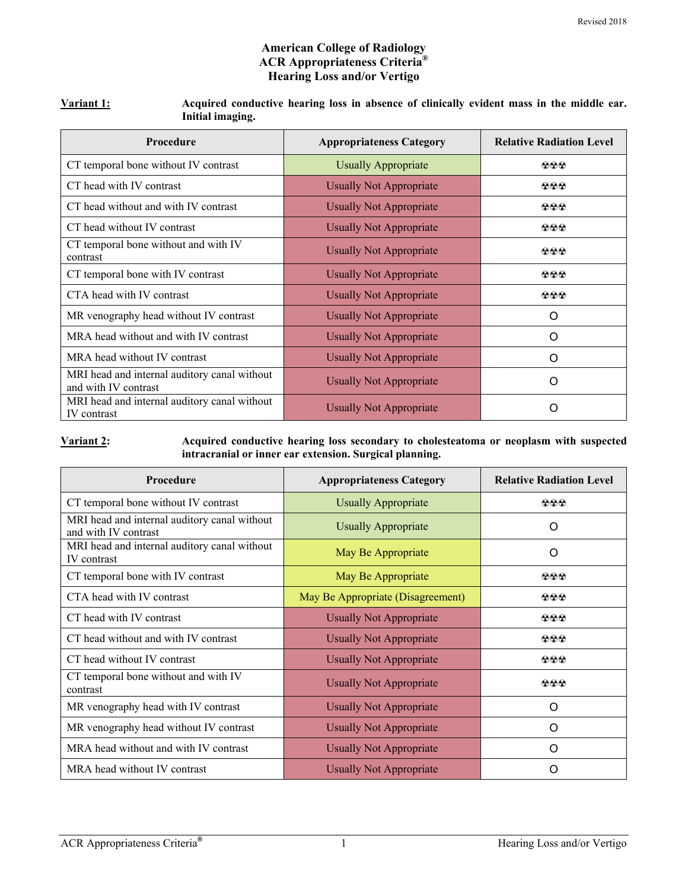Revised 2018

# American College of Radiology
# ACR Appropriateness Criteria®
# Hearing Loss and/or Vertigo

**Variant 1:** **Acquired conductive hearing loss in absence of clinically evident mass in the middle ear. Initial imaging.**

| Procedure | Appropriateness Category | Relative Radiation Level |
|---|---|---|
| CT temporal bone without IV contrast | Usually Appropriate | ☢☢☢ |
| CT head with IV contrast | Usually Not Appropriate | ☢☢☢ |
| CT head without and with IV contrast | Usually Not Appropriate | ☢☢☢ |
| CT head without IV contrast | Usually Not Appropriate | ☢☢☢ |
| CT temporal bone without and with IV contrast | Usually Not Appropriate | ☢☢☢ |
| CT temporal bone with IV contrast | Usually Not Appropriate | ☢☢☢ |
| CTA head with IV contrast | Usually Not Appropriate | ☢☢☢ |
| MR venography head without IV contrast | Usually Not Appropriate | O |
| MRA head without and with IV contrast | Usually Not Appropriate | O |
| MRA head without IV contrast | Usually Not Appropriate | O |
| MRI head and internal auditory canal without and with IV contrast | Usually Not Appropriate | O |
| MRI head and internal auditory canal without IV contrast | Usually Not Appropriate | O |

**Variant 2:** **Acquired conductive hearing loss secondary to cholesteatoma or neoplasm with suspected intracranial or inner ear extension. Surgical planning.**

| Procedure | Appropriateness Category | Relative Radiation Level |
|---|---|---|
| CT temporal bone without IV contrast | Usually Appropriate | ☢☢☢ |
| MRI head and internal auditory canal without and with IV contrast | Usually Appropriate | O |
| MRI head and internal auditory canal without IV contrast | May Be Appropriate | O |
| CT temporal bone with IV contrast | May Be Appropriate | ☢☢☢ |
| CTA head with IV contrast | May Be Appropriate (Disagreement) | ☢☢☢ |
| CT head with IV contrast | Usually Not Appropriate | ☢☢☢ |
| CT head without and with IV contrast | Usually Not Appropriate | ☢☢☢ |
| CT head without IV contrast | Usually Not Appropriate | ☢☢☢ |
| CT temporal bone without and with IV contrast | Usually Not Appropriate | ☢☢☢ |
| MR venography head with IV contrast | Usually Not Appropriate | O |
| MR venography head without IV contrast | Usually Not Appropriate | O |
| MRA head without and with IV contrast | Usually Not Appropriate | O |
| MRA head without IV contrast | Usually Not Appropriate | O |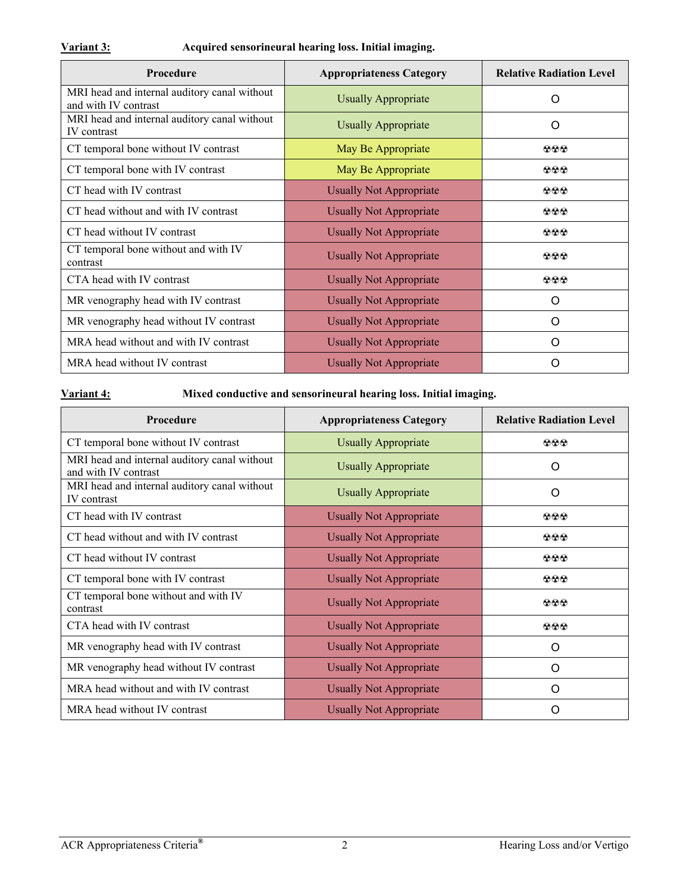**Variant 3:** **Acquired sensorineural hearing loss. Initial imaging.**

| Procedure | Appropriateness Category | Relative Radiation Level |
|---|---|---|
| MRI head and internal auditory canal without and with IV contrast | Usually Appropriate | O |
| MRI head and internal auditory canal without IV contrast | Usually Appropriate | O |
| CT temporal bone without IV contrast | May Be Appropriate | ☢☢☢ |
| CT temporal bone with IV contrast | May Be Appropriate | ☢☢☢ |
| CT head with IV contrast | Usually Not Appropriate | ☢☢☢ |
| CT head without and with IV contrast | Usually Not Appropriate | ☢☢☢ |
| CT head without IV contrast | Usually Not Appropriate | ☢☢☢ |
| CT temporal bone without and with IV contrast | Usually Not Appropriate | ☢☢☢ |
| CTA head with IV contrast | Usually Not Appropriate | ☢☢☢ |
| MR venography head with IV contrast | Usually Not Appropriate | O |
| MR venography head without IV contrast | Usually Not Appropriate | O |
| MRA head without and with IV contrast | Usually Not Appropriate | O |
| MRA head without IV contrast | Usually Not Appropriate | O |

**Variant 4:** **Mixed conductive and sensorineural hearing loss. Initial imaging.**

| Procedure | Appropriateness Category | Relative Radiation Level |
|---|---|---|
| CT temporal bone without IV contrast | Usually Appropriate | ☢☢☢ |
| MRI head and internal auditory canal without and with IV contrast | Usually Appropriate | O |
| MRI head and internal auditory canal without IV contrast | Usually Appropriate | O |
| CT head with IV contrast | Usually Not Appropriate | ☢☢☢ |
| CT head without and with IV contrast | Usually Not Appropriate | ☢☢☢ |
| CT head without IV contrast | Usually Not Appropriate | ☢☢☢ |
| CT temporal bone with IV contrast | Usually Not Appropriate | ☢☢☢ |
| CT temporal bone without and with IV contrast | Usually Not Appropriate | ☢☢☢ |
| CTA head with IV contrast | Usually Not Appropriate | ☢☢☢ |
| MR venography head with IV contrast | Usually Not Appropriate | O |
| MR venography head without IV contrast | Usually Not Appropriate | O |
| MRA head without and with IV contrast | Usually Not Appropriate | O |
| MRA head without IV contrast | Usually Not Appropriate | O |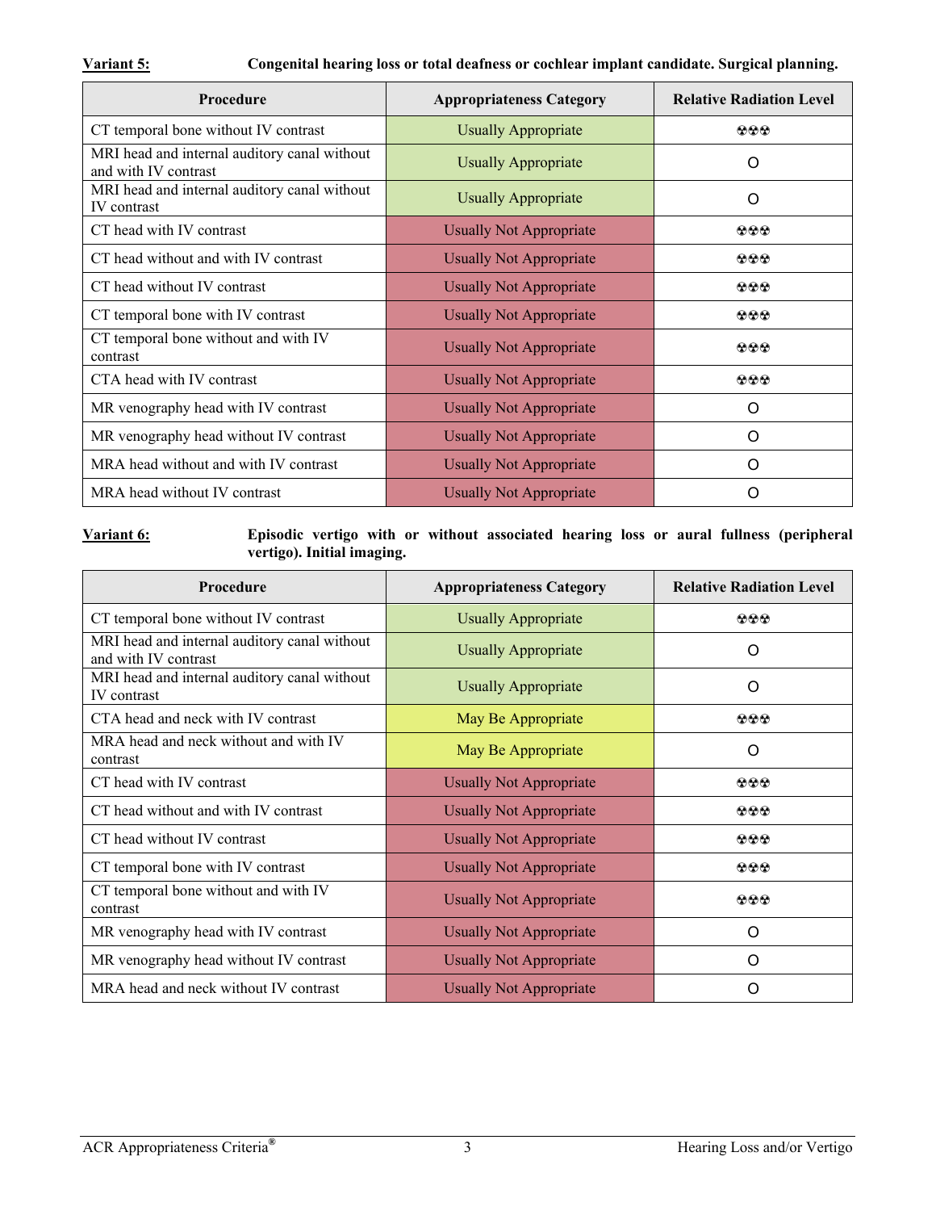**Variant 5:** **Congenital hearing loss or total deafness or cochlear implant candidate. Surgical planning.**

| Procedure | Appropriateness Category | Relative Radiation Level |
|---|---|---|
| CT temporal bone without IV contrast | Usually Appropriate | ☢☢☢ |
| MRI head and internal auditory canal without and with IV contrast | Usually Appropriate | O |
| MRI head and internal auditory canal without IV contrast | Usually Appropriate | O |
| CT head with IV contrast | Usually Not Appropriate | ☢☢☢ |
| CT head without and with IV contrast | Usually Not Appropriate | ☢☢☢ |
| CT head without IV contrast | Usually Not Appropriate | ☢☢☢ |
| CT temporal bone with IV contrast | Usually Not Appropriate | ☢☢☢ |
| CT temporal bone without and with IV contrast | Usually Not Appropriate | ☢☢☢ |
| CTA head with IV contrast | Usually Not Appropriate | ☢☢☢ |
| MR venography head with IV contrast | Usually Not Appropriate | O |
| MR venography head without IV contrast | Usually Not Appropriate | O |
| MRA head without and with IV contrast | Usually Not Appropriate | O |
| MRA head without IV contrast | Usually Not Appropriate | O |

**Variant 6:** **Episodic vertigo with or without associated hearing loss or aural fullness (peripheral vertigo). Initial imaging.**

| Procedure | Appropriateness Category | Relative Radiation Level |
|---|---|---|
| CT temporal bone without IV contrast | Usually Appropriate | ☢☢☢ |
| MRI head and internal auditory canal without and with IV contrast | Usually Appropriate | O |
| MRI head and internal auditory canal without IV contrast | Usually Appropriate | O |
| CTA head and neck with IV contrast | May Be Appropriate | ☢☢☢ |
| MRA head and neck without and with IV contrast | May Be Appropriate | O |
| CT head with IV contrast | Usually Not Appropriate | ☢☢☢ |
| CT head without and with IV contrast | Usually Not Appropriate | ☢☢☢ |
| CT head without IV contrast | Usually Not Appropriate | ☢☢☢ |
| CT temporal bone with IV contrast | Usually Not Appropriate | ☢☢☢ |
| CT temporal bone without and with IV contrast | Usually Not Appropriate | ☢☢☢ |
| MR venography head with IV contrast | Usually Not Appropriate | O |
| MR venography head without IV contrast | Usually Not Appropriate | O |
| MRA head and neck without IV contrast | Usually Not Appropriate | O |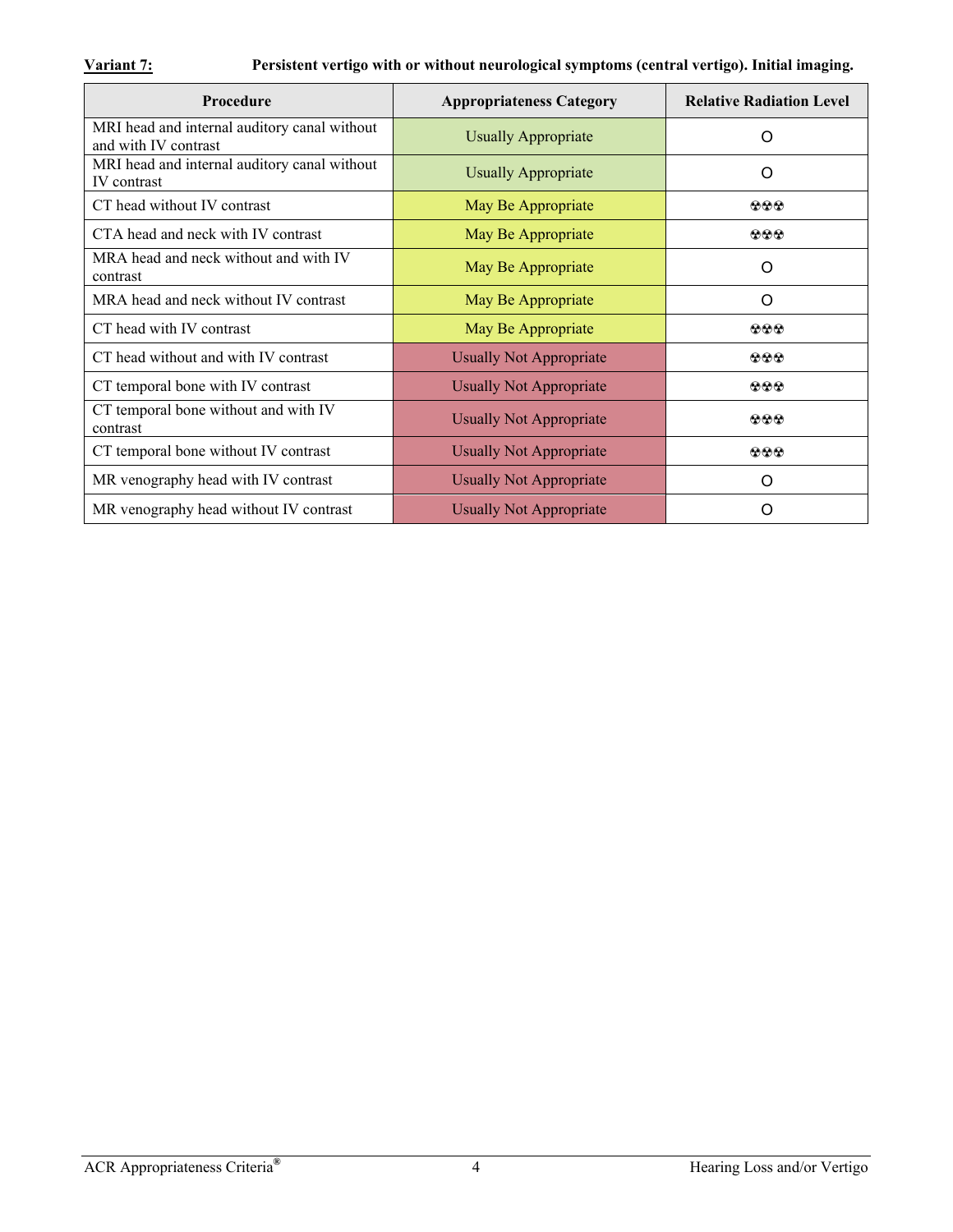**Variant 7:** **Persistent vertigo with or without neurological symptoms (central vertigo). Initial imaging.**

| Procedure | Appropriateness Category | Relative Radiation Level |
|---|---|---|
| MRI head and internal auditory canal without and with IV contrast | Usually Appropriate | O |
| MRI head and internal auditory canal without IV contrast | Usually Appropriate | O |
| CT head without IV contrast | May Be Appropriate | ☢☢☢ |
| CTA head and neck with IV contrast | May Be Appropriate | ☢☢☢ |
| MRA head and neck without and with IV contrast | May Be Appropriate | O |
| MRA head and neck without IV contrast | May Be Appropriate | O |
| CT head with IV contrast | May Be Appropriate | ☢☢☢ |
| CT head without and with IV contrast | Usually Not Appropriate | ☢☢☢ |
| CT temporal bone with IV contrast | Usually Not Appropriate | ☢☢☢ |
| CT temporal bone without and with IV contrast | Usually Not Appropriate | ☢☢☢ |
| CT temporal bone without IV contrast | Usually Not Appropriate | ☢☢☢ |
| MR venography head with IV contrast | Usually Not Appropriate | O |
| MR venography head without IV contrast | Usually Not Appropriate | O |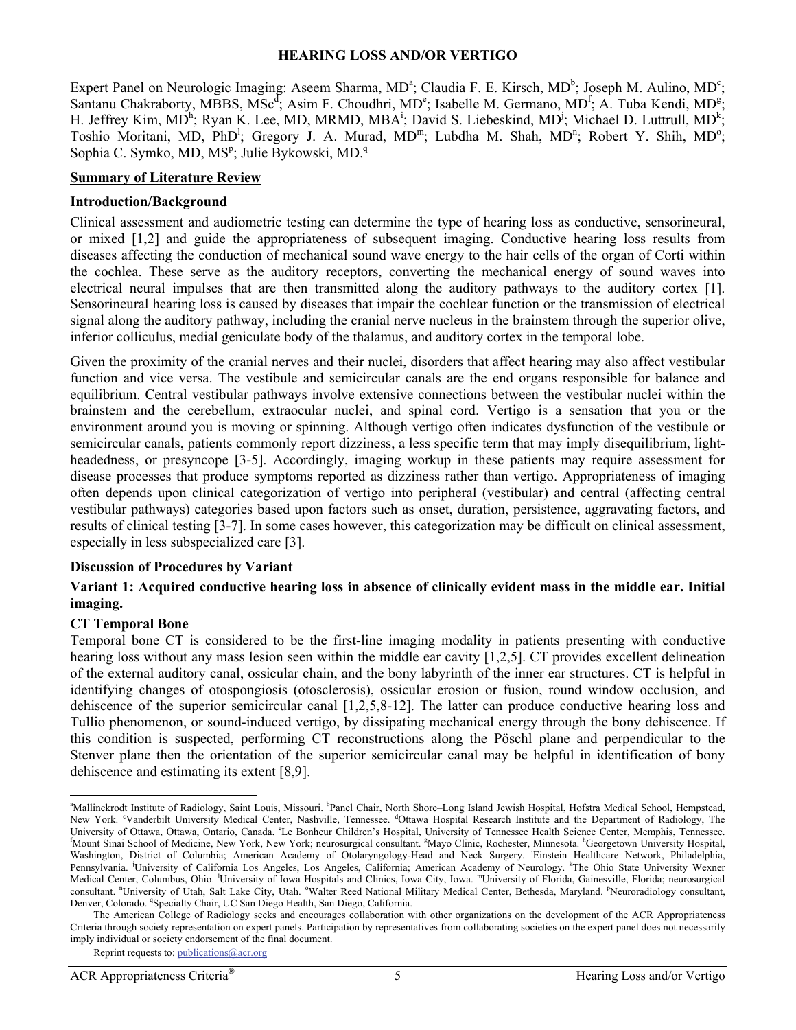**HEARING LOSS AND/OR VERTIGO**

Expert Panel on Neurologic Imaging: Aseem Sharma, MD[a]; Claudia F. E. Kirsch, MD[b]; Joseph M. Aulino, MD[c]; Santanu Chakraborty, MBBS, MSc[d]; Asim F. Choudhri, MD[e]; Isabelle M. Germano, MD[f]; A. Tuba Kendi, MD[g]; H. Jeffrey Kim, MD[h]; Ryan K. Lee, MD, MRMD, MBA[i]; David S. Liebeskind, MD[j]; Michael D. Luttrull, MD[k]; Toshio Moritani, MD, PhD[l]; Gregory J. A. Murad, MD[m]; Lubdha M. Shah, MD[n]; Robert Y. Shih, MD[o]; Sophia C. Symko, MD, MS[p]; Julie Bykowski, MD.[q]

## Summary of Literature Review

### Introduction/Background

Clinical assessment and audiometric testing can determine the type of hearing loss as conductive, sensorineural, or mixed [1,2] and guide the appropriateness of subsequent imaging. Conductive hearing loss results from diseases affecting the conduction of mechanical sound wave energy to the hair cells of the organ of Corti within the cochlea. These serve as the auditory receptors, converting the mechanical energy of sound waves into electrical neural impulses that are then transmitted along the auditory pathways to the auditory cortex [1]. Sensorineural hearing loss is caused by diseases that impair the cochlear function or the transmission of electrical signal along the auditory pathway, including the cranial nerve nucleus in the brainstem through the superior olive, inferior colliculus, medial geniculate body of the thalamus, and auditory cortex in the temporal lobe.

Given the proximity of the cranial nerves and their nuclei, disorders that affect hearing may also affect vestibular function and vice versa. The vestibule and semicircular canals are the end organs responsible for balance and equilibrium. Central vestibular pathways involve extensive connections between the vestibular nuclei within the brainstem and the cerebellum, extraocular nuclei, and spinal cord. Vertigo is a sensation that you or the environment around you is moving or spinning. Although vertigo often indicates dysfunction of the vestibule or semicircular canals, patients commonly report dizziness, a less specific term that may imply disequilibrium, light-headedness, or presyncope [3-5]. Accordingly, imaging workup in these patients may require assessment for disease processes that produce symptoms reported as dizziness rather than vertigo. Appropriateness of imaging often depends upon clinical categorization of vertigo into peripheral (vestibular) and central (affecting central vestibular pathways) categories based upon factors such as onset, duration, persistence, aggravating factors, and results of clinical testing [3-7]. In some cases however, this categorization may be difficult on clinical assessment, especially in less subspecialized care [3].

### Discussion of Procedures by Variant

### Variant 1: Acquired conductive hearing loss in absence of clinically evident mass in the middle ear. Initial imaging.

#### CT Temporal Bone

Temporal bone CT is considered to be the first-line imaging modality in patients presenting with conductive hearing loss without any mass lesion seen within the middle ear cavity [1,2,5]. CT provides excellent delineation of the external auditory canal, ossicular chain, and the bony labyrinth of the inner ear structures. CT is helpful in identifying changes of otospongiosis (otosclerosis), ossicular erosion or fusion, round window occlusion, and dehiscence of the superior semicircular canal [1,2,5,8-12]. The latter can produce conductive hearing loss and Tullio phenomenon, or sound-induced vertigo, by dissipating mechanical energy through the bony dehiscence. If this condition is suspected, performing CT reconstructions along the Pöschl plane and perpendicular to the Stenver plane then the orientation of the superior semicircular canal may be helpful in identification of bony dehiscence and estimating its extent [8,9].

---

[a]Mallinckrodt Institute of Radiology, Saint Louis, Missouri. [b]Panel Chair, North Shore–Long Island Jewish Hospital, Hofstra Medical School, Hempstead, New York. [c]Vanderbilt University Medical Center, Nashville, Tennessee. [d]Ottawa Hospital Research Institute and the Department of Radiology, The University of Ottawa, Ottawa, Ontario, Canada. [e]Le Bonheur Children's Hospital, University of Tennessee Health Science Center, Memphis, Tennessee. [f]Mount Sinai School of Medicine, New York, New York; neurosurgical consultant. [g]Mayo Clinic, Rochester, Minnesota. [h]Georgetown University Hospital, Washington, District of Columbia; American Academy of Otolaryngology-Head and Neck Surgery. [i]Einstein Healthcare Network, Philadelphia, Pennsylvania. [j]University of California Los Angeles, Los Angeles, California; American Academy of Neurology. [k]The Ohio State University Wexner Medical Center, Columbus, Ohio. [l]University of Iowa Hospitals and Clinics, Iowa City, Iowa. [m]University of Florida, Gainesville, Florida; neurosurgical consultant. [n]University of Utah, Salt Lake City, Utah. [o]Walter Reed National Military Medical Center, Bethesda, Maryland. [p]Neuroradiology consultant, Denver, Colorado. [q]Specialty Chair, UC San Diego Health, San Diego, California.

The American College of Radiology seeks and encourages collaboration with other organizations on the development of the ACR Appropriateness Criteria through society representation on expert panels. Participation by representatives from collaborating societies on the expert panel does not necessarily imply individual or society endorsement of the final document.

Reprint requests to: publications@acr.org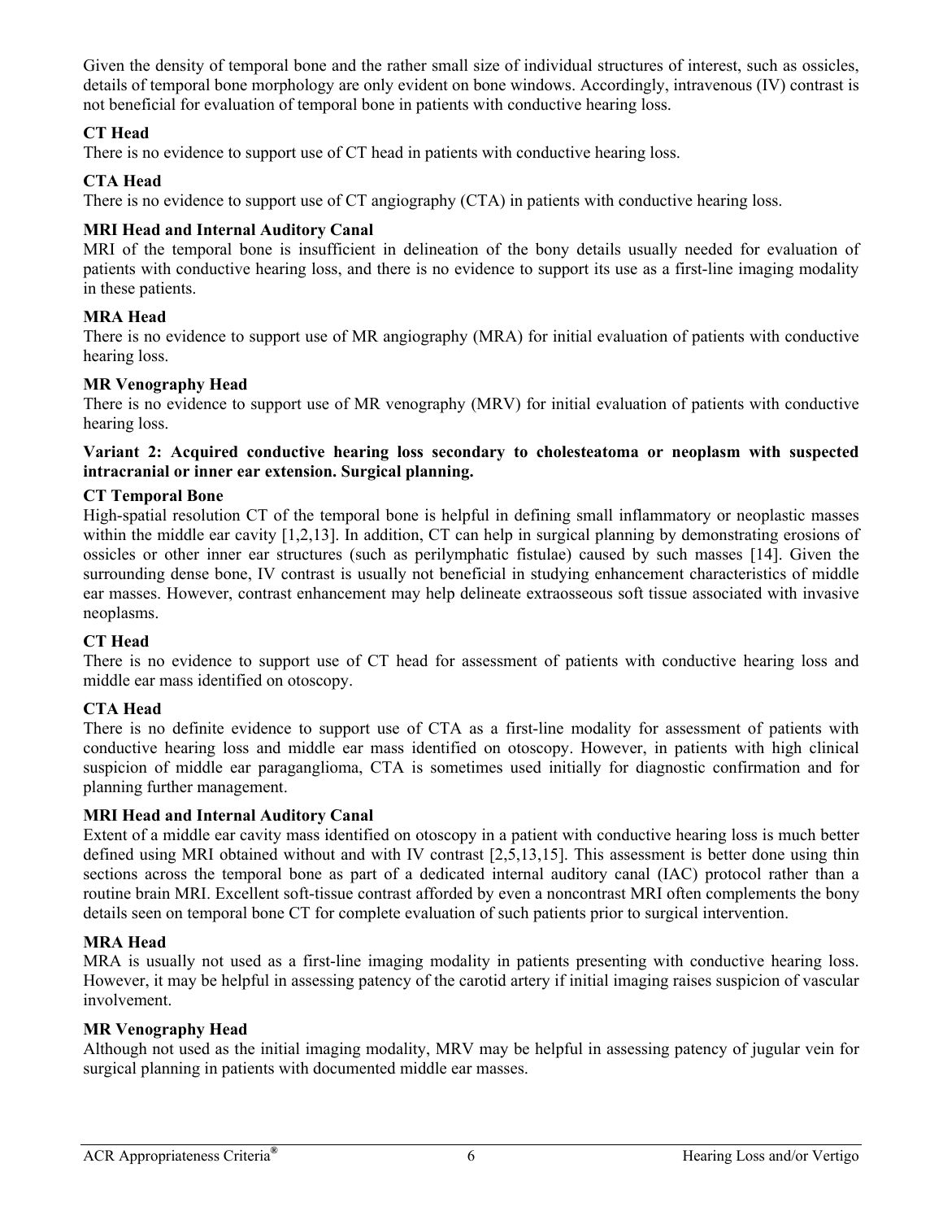Given the density of temporal bone and the rather small size of individual structures of interest, such as ossicles, details of temporal bone morphology are only evident on bone windows. Accordingly, intravenous (IV) contrast is not beneficial for evaluation of temporal bone in patients with conductive hearing loss.

**CT Head**

There is no evidence to support use of CT head in patients with conductive hearing loss.

**CTA Head**

There is no evidence to support use of CT angiography (CTA) in patients with conductive hearing loss.

**MRI Head and Internal Auditory Canal**

MRI of the temporal bone is insufficient in delineation of the bony details usually needed for evaluation of patients with conductive hearing loss, and there is no evidence to support its use as a first-line imaging modality in these patients.

**MRA Head**

There is no evidence to support use of MR angiography (MRA) for initial evaluation of patients with conductive hearing loss.

**MR Venography Head**

There is no evidence to support use of MR venography (MRV) for initial evaluation of patients with conductive hearing loss.

**Variant 2: Acquired conductive hearing loss secondary to cholesteatoma or neoplasm with suspected intracranial or inner ear extension. Surgical planning.**

**CT Temporal Bone**

High-spatial resolution CT of the temporal bone is helpful in defining small inflammatory or neoplastic masses within the middle ear cavity [1,2,13]. In addition, CT can help in surgical planning by demonstrating erosions of ossicles or other inner ear structures (such as perilymphatic fistulae) caused by such masses [14]. Given the surrounding dense bone, IV contrast is usually not beneficial in studying enhancement characteristics of middle ear masses. However, contrast enhancement may help delineate extraosseous soft tissue associated with invasive neoplasms.

**CT Head**

There is no evidence to support use of CT head for assessment of patients with conductive hearing loss and middle ear mass identified on otoscopy.

**CTA Head**

There is no definite evidence to support use of CTA as a first-line modality for assessment of patients with conductive hearing loss and middle ear mass identified on otoscopy. However, in patients with high clinical suspicion of middle ear paraganglioma, CTA is sometimes used initially for diagnostic confirmation and for planning further management.

**MRI Head and Internal Auditory Canal**

Extent of a middle ear cavity mass identified on otoscopy in a patient with conductive hearing loss is much better defined using MRI obtained without and with IV contrast [2,5,13,15]. This assessment is better done using thin sections across the temporal bone as part of a dedicated internal auditory canal (IAC) protocol rather than a routine brain MRI. Excellent soft-tissue contrast afforded by even a noncontrast MRI often complements the bony details seen on temporal bone CT for complete evaluation of such patients prior to surgical intervention.

**MRA Head**

MRA is usually not used as a first-line imaging modality in patients presenting with conductive hearing loss. However, it may be helpful in assessing patency of the carotid artery if initial imaging raises suspicion of vascular involvement.

**MR Venography Head**

Although not used as the initial imaging modality, MRV may be helpful in assessing patency of jugular vein for surgical planning in patients with documented middle ear masses.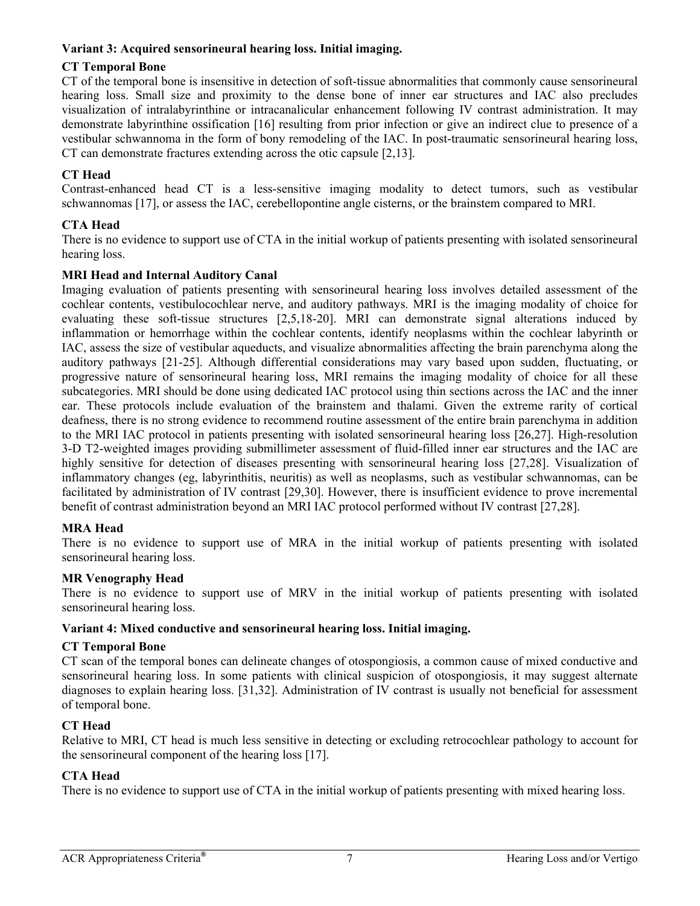**Variant 3: Acquired sensorineural hearing loss. Initial imaging.**

**CT Temporal Bone**

CT of the temporal bone is insensitive in detection of soft-tissue abnormalities that commonly cause sensorineural hearing loss. Small size and proximity to the dense bone of inner ear structures and IAC also precludes visualization of intralabyrinthine or intracanalicular enhancement following IV contrast administration. It may demonstrate labyrinthine ossification [16] resulting from prior infection or give an indirect clue to presence of a vestibular schwannoma in the form of bony remodeling of the IAC. In post-traumatic sensorineural hearing loss, CT can demonstrate fractures extending across the otic capsule [2,13].

**CT Head**

Contrast-enhanced head CT is a less-sensitive imaging modality to detect tumors, such as vestibular schwannomas [17], or assess the IAC, cerebellopontine angle cisterns, or the brainstem compared to MRI.

**CTA Head**

There is no evidence to support use of CTA in the initial workup of patients presenting with isolated sensorineural hearing loss.

**MRI Head and Internal Auditory Canal**

Imaging evaluation of patients presenting with sensorineural hearing loss involves detailed assessment of the cochlear contents, vestibulocochlear nerve, and auditory pathways. MRI is the imaging modality of choice for evaluating these soft-tissue structures [2,5,18-20]. MRI can demonstrate signal alterations induced by inflammation or hemorrhage within the cochlear contents, identify neoplasms within the cochlear labyrinth or IAC, assess the size of vestibular aqueducts, and visualize abnormalities affecting the brain parenchyma along the auditory pathways [21-25]. Although differential considerations may vary based upon sudden, fluctuating, or progressive nature of sensorineural hearing loss, MRI remains the imaging modality of choice for all these subcategories. MRI should be done using dedicated IAC protocol using thin sections across the IAC and the inner ear. These protocols include evaluation of the brainstem and thalami. Given the extreme rarity of cortical deafness, there is no strong evidence to recommend routine assessment of the entire brain parenchyma in addition to the MRI IAC protocol in patients presenting with isolated sensorineural hearing loss [26,27]. High-resolution 3-D T2-weighted images providing submillimeter assessment of fluid-filled inner ear structures and the IAC are highly sensitive for detection of diseases presenting with sensorineural hearing loss [27,28]. Visualization of inflammatory changes (eg, labyrinthitis, neuritis) as well as neoplasms, such as vestibular schwannomas, can be facilitated by administration of IV contrast [29,30]. However, there is insufficient evidence to prove incremental benefit of contrast administration beyond an MRI IAC protocol performed without IV contrast [27,28].

**MRA Head**

There is no evidence to support use of MRA in the initial workup of patients presenting with isolated sensorineural hearing loss.

**MR Venography Head**

There is no evidence to support use of MRV in the initial workup of patients presenting with isolated sensorineural hearing loss.

**Variant 4: Mixed conductive and sensorineural hearing loss. Initial imaging.**

**CT Temporal Bone**

CT scan of the temporal bones can delineate changes of otospongiosis, a common cause of mixed conductive and sensorineural hearing loss. In some patients with clinical suspicion of otospongiosis, it may suggest alternate diagnoses to explain hearing loss. [31,32]. Administration of IV contrast is usually not beneficial for assessment of temporal bone.

**CT Head**

Relative to MRI, CT head is much less sensitive in detecting or excluding retrocochlear pathology to account for the sensorineural component of the hearing loss [17].

**CTA Head**

There is no evidence to support use of CTA in the initial workup of patients presenting with mixed hearing loss.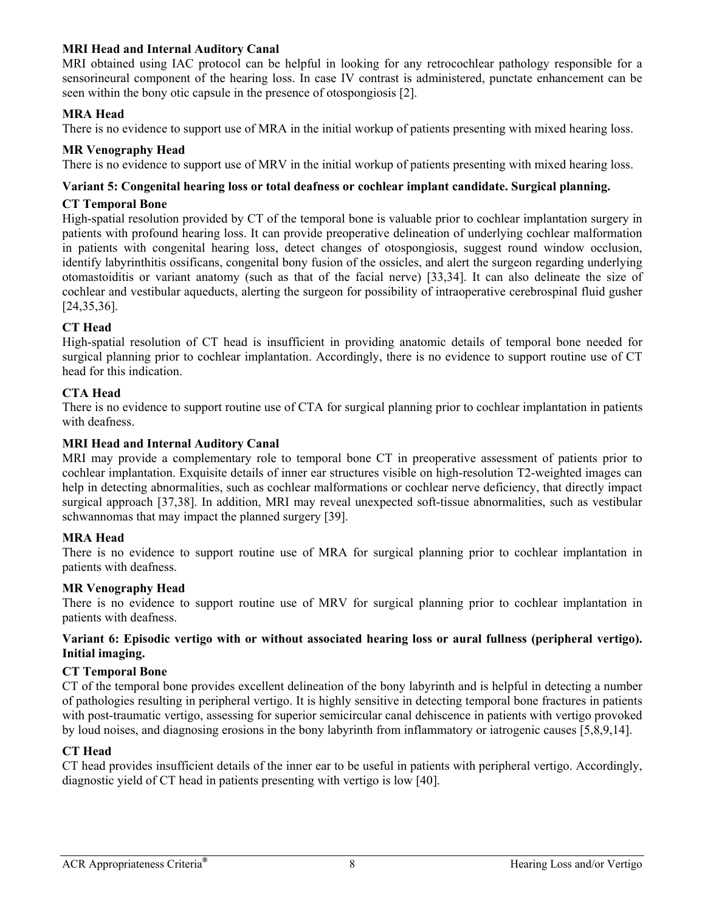**MRI Head and Internal Auditory Canal**

MRI obtained using IAC protocol can be helpful in looking for any retrocochlear pathology responsible for a sensorineural component of the hearing loss. In case IV contrast is administered, punctate enhancement can be seen within the bony otic capsule in the presence of otospongiosis [2].

**MRA Head**

There is no evidence to support use of MRA in the initial workup of patients presenting with mixed hearing loss.

**MR Venography Head**

There is no evidence to support use of MRV in the initial workup of patients presenting with mixed hearing loss.

**Variant 5: Congenital hearing loss or total deafness or cochlear implant candidate. Surgical planning.**

**CT Temporal Bone**

High-spatial resolution provided by CT of the temporal bone is valuable prior to cochlear implantation surgery in patients with profound hearing loss. It can provide preoperative delineation of underlying cochlear malformation in patients with congenital hearing loss, detect changes of otospongiosis, suggest round window occlusion, identify labyrinthitis ossificans, congenital bony fusion of the ossicles, and alert the surgeon regarding underlying otomastoiditis or variant anatomy (such as that of the facial nerve) [33,34]. It can also delineate the size of cochlear and vestibular aqueducts, alerting the surgeon for possibility of intraoperative cerebrospinal fluid gusher [24,35,36].

**CT Head**

High-spatial resolution of CT head is insufficient in providing anatomic details of temporal bone needed for surgical planning prior to cochlear implantation. Accordingly, there is no evidence to support routine use of CT head for this indication.

**CTA Head**

There is no evidence to support routine use of CTA for surgical planning prior to cochlear implantation in patients with deafness.

**MRI Head and Internal Auditory Canal**

MRI may provide a complementary role to temporal bone CT in preoperative assessment of patients prior to cochlear implantation. Exquisite details of inner ear structures visible on high-resolution T2-weighted images can help in detecting abnormalities, such as cochlear malformations or cochlear nerve deficiency, that directly impact surgical approach [37,38]. In addition, MRI may reveal unexpected soft-tissue abnormalities, such as vestibular schwannomas that may impact the planned surgery [39].

**MRA Head**

There is no evidence to support routine use of MRA for surgical planning prior to cochlear implantation in patients with deafness.

**MR Venography Head**

There is no evidence to support routine use of MRV for surgical planning prior to cochlear implantation in patients with deafness.

**Variant 6: Episodic vertigo with or without associated hearing loss or aural fullness (peripheral vertigo). Initial imaging.**

**CT Temporal Bone**

CT of the temporal bone provides excellent delineation of the bony labyrinth and is helpful in detecting a number of pathologies resulting in peripheral vertigo. It is highly sensitive in detecting temporal bone fractures in patients with post-traumatic vertigo, assessing for superior semicircular canal dehiscence in patients with vertigo provoked by loud noises, and diagnosing erosions in the bony labyrinth from inflammatory or iatrogenic causes [5,8,9,14].

**CT Head**

CT head provides insufficient details of the inner ear to be useful in patients with peripheral vertigo. Accordingly, diagnostic yield of CT head in patients presenting with vertigo is low [40].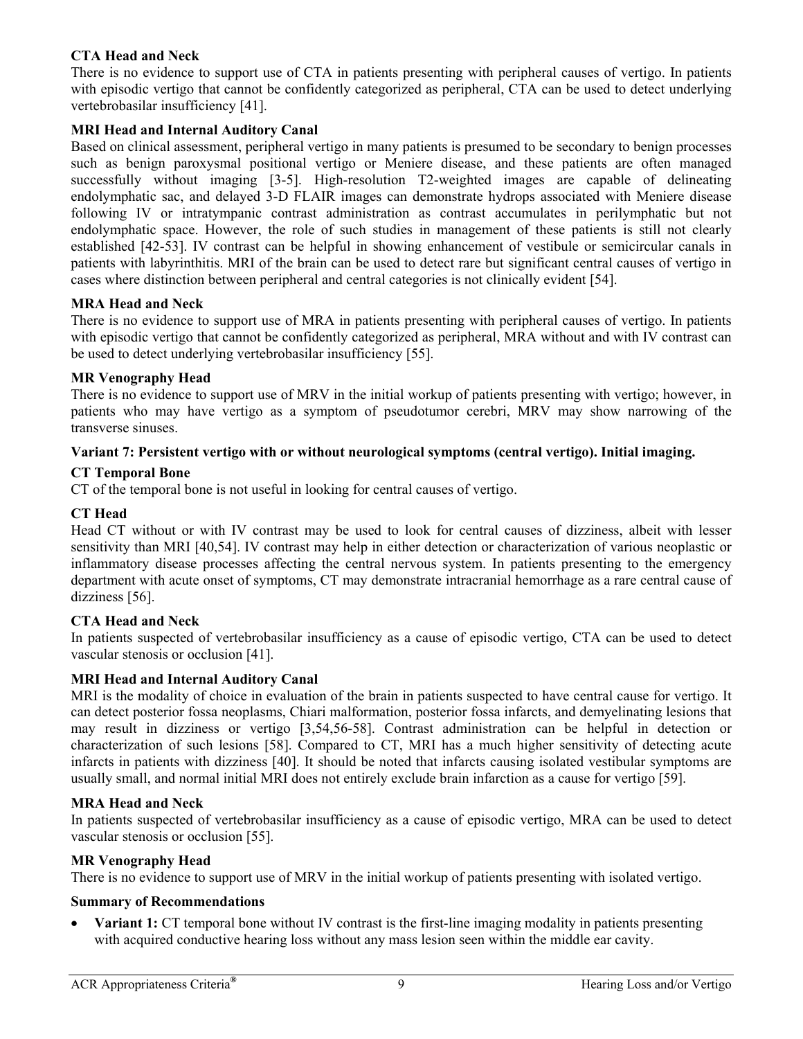**CTA Head and Neck**

There is no evidence to support use of CTA in patients presenting with peripheral causes of vertigo. In patients with episodic vertigo that cannot be confidently categorized as peripheral, CTA can be used to detect underlying vertebrobasilar insufficiency [41].

**MRI Head and Internal Auditory Canal**

Based on clinical assessment, peripheral vertigo in many patients is presumed to be secondary to benign processes such as benign paroxysmal positional vertigo or Meniere disease, and these patients are often managed successfully without imaging [3-5]. High-resolution T2-weighted images are capable of delineating endolymphatic sac, and delayed 3-D FLAIR images can demonstrate hydrops associated with Meniere disease following IV or intratympanic contrast administration as contrast accumulates in perilymphatic but not endolymphatic space. However, the role of such studies in management of these patients is still not clearly established [42-53]. IV contrast can be helpful in showing enhancement of vestibule or semicircular canals in patients with labyrinthitis. MRI of the brain can be used to detect rare but significant central causes of vertigo in cases where distinction between peripheral and central categories is not clinically evident [54].

**MRA Head and Neck**

There is no evidence to support use of MRA in patients presenting with peripheral causes of vertigo. In patients with episodic vertigo that cannot be confidently categorized as peripheral, MRA without and with IV contrast can be used to detect underlying vertebrobasilar insufficiency [55].

**MR Venography Head**

There is no evidence to support use of MRV in the initial workup of patients presenting with vertigo; however, in patients who may have vertigo as a symptom of pseudotumor cerebri, MRV may show narrowing of the transverse sinuses.

**Variant 7: Persistent vertigo with or without neurological symptoms (central vertigo). Initial imaging.**

**CT Temporal Bone**

CT of the temporal bone is not useful in looking for central causes of vertigo.

**CT Head**

Head CT without or with IV contrast may be used to look for central causes of dizziness, albeit with lesser sensitivity than MRI [40,54]. IV contrast may help in either detection or characterization of various neoplastic or inflammatory disease processes affecting the central nervous system. In patients presenting to the emergency department with acute onset of symptoms, CT may demonstrate intracranial hemorrhage as a rare central cause of dizziness [56].

**CTA Head and Neck**

In patients suspected of vertebrobasilar insufficiency as a cause of episodic vertigo, CTA can be used to detect vascular stenosis or occlusion [41].

**MRI Head and Internal Auditory Canal**

MRI is the modality of choice in evaluation of the brain in patients suspected to have central cause for vertigo. It can detect posterior fossa neoplasms, Chiari malformation, posterior fossa infarcts, and demyelinating lesions that may result in dizziness or vertigo [3,54,56-58]. Contrast administration can be helpful in detection or characterization of such lesions [58]. Compared to CT, MRI has a much higher sensitivity of detecting acute infarcts in patients with dizziness [40]. It should be noted that infarcts causing isolated vestibular symptoms are usually small, and normal initial MRI does not entirely exclude brain infarction as a cause for vertigo [59].

**MRA Head and Neck**

In patients suspected of vertebrobasilar insufficiency as a cause of episodic vertigo, MRA can be used to detect vascular stenosis or occlusion [55].

**MR Venography Head**

There is no evidence to support use of MRV in the initial workup of patients presenting with isolated vertigo.

**Summary of Recommendations**

- **Variant 1:** CT temporal bone without IV contrast is the first-line imaging modality in patients presenting with acquired conductive hearing loss without any mass lesion seen within the middle ear cavity.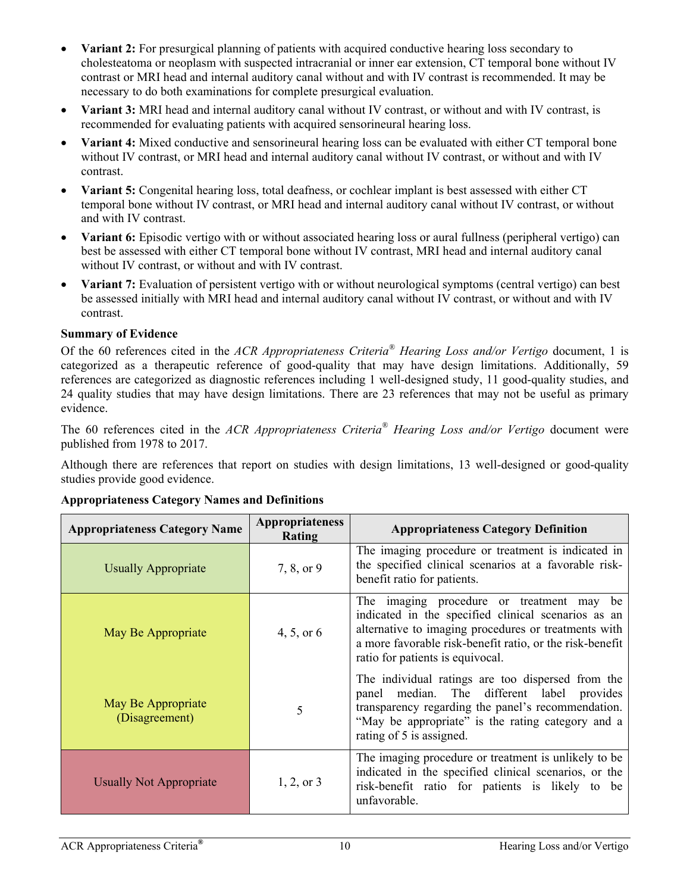- **Variant 2:** For presurgical planning of patients with acquired conductive hearing loss secondary to cholesteatoma or neoplasm with suspected intracranial or inner ear extension, CT temporal bone without IV contrast or MRI head and internal auditory canal without and with IV contrast is recommended. It may be necessary to do both examinations for complete presurgical evaluation.
- **Variant 3:** MRI head and internal auditory canal without IV contrast, or without and with IV contrast, is recommended for evaluating patients with acquired sensorineural hearing loss.
- **Variant 4:** Mixed conductive and sensorineural hearing loss can be evaluated with either CT temporal bone without IV contrast, or MRI head and internal auditory canal without IV contrast, or without and with IV contrast.
- **Variant 5:** Congenital hearing loss, total deafness, or cochlear implant is best assessed with either CT temporal bone without IV contrast, or MRI head and internal auditory canal without IV contrast, or without and with IV contrast.
- **Variant 6:** Episodic vertigo with or without associated hearing loss or aural fullness (peripheral vertigo) can best be assessed with either CT temporal bone without IV contrast, MRI head and internal auditory canal without IV contrast, or without and with IV contrast.
- **Variant 7:** Evaluation of persistent vertigo with or without neurological symptoms (central vertigo) can best be assessed initially with MRI head and internal auditory canal without IV contrast, or without and with IV contrast.

**Summary of Evidence**

Of the 60 references cited in the *ACR Appropriateness Criteria® Hearing Loss and/or Vertigo* document, 1 is categorized as a therapeutic reference of good-quality that may have design limitations. Additionally, 59 references are categorized as diagnostic references including 1 well-designed study, 11 good-quality studies, and 24 quality studies that may have design limitations. There are 23 references that may not be useful as primary evidence.

The 60 references cited in the *ACR Appropriateness Criteria® Hearing Loss and/or Vertigo* document were published from 1978 to 2017.

Although there are references that report on studies with design limitations, 13 well-designed or good-quality studies provide good evidence.

**Appropriateness Category Names and Definitions**

| Appropriateness Category Name | Appropriateness Rating | Appropriateness Category Definition |
|---|---|---|
| Usually Appropriate | 7, 8, or 9 | The imaging procedure or treatment is indicated in the specified clinical scenarios at a favorable risk-benefit ratio for patients. |
| May Be Appropriate | 4, 5, or 6 | The imaging procedure or treatment may be indicated in the specified clinical scenarios as an alternative to imaging procedures or treatments with a more favorable risk-benefit ratio, or the risk-benefit ratio for patients is equivocal. |
| May Be Appropriate (Disagreement) | 5 | The individual ratings are too dispersed from the panel median. The different label provides transparency regarding the panel's recommendation. "May be appropriate" is the rating category and a rating of 5 is assigned. |
| Usually Not Appropriate | 1, 2, or 3 | The imaging procedure or treatment is unlikely to be indicated in the specified clinical scenarios, or the risk-benefit ratio for patients is likely to be unfavorable. |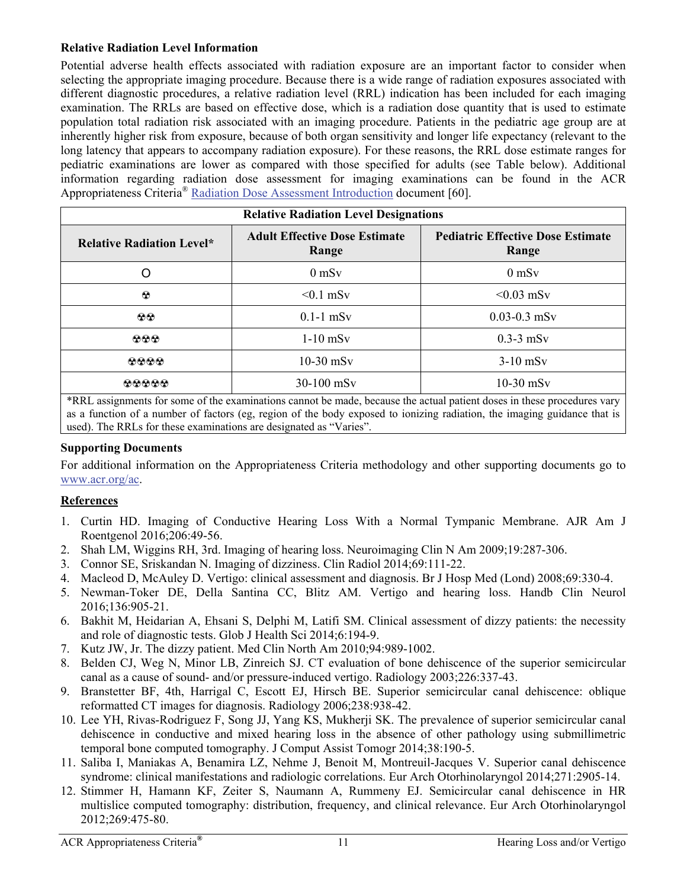### Relative Radiation Level Information

Potential adverse health effects associated with radiation exposure are an important factor to consider when selecting the appropriate imaging procedure. Because there is a wide range of radiation exposures associated with different diagnostic procedures, a relative radiation level (RRL) indication has been included for each imaging examination. The RRLs are based on effective dose, which is a radiation dose quantity that is used to estimate population total radiation risk associated with an imaging procedure. Patients in the pediatric age group are at inherently higher risk from exposure, because of both organ sensitivity and longer life expectancy (relevant to the long latency that appears to accompany radiation exposure). For these reasons, the RRL dose estimate ranges for pediatric examinations are lower as compared with those specified for adults (see Table below). Additional information regarding radiation dose assessment for imaging examinations can be found in the ACR Appropriateness Criteria® Radiation Dose Assessment Introduction document [60].

| Relative Radiation Level Designations | | |
|---|---|---|
| **Relative Radiation Level*** | **Adult Effective Dose Estimate Range** | **Pediatric Effective Dose Estimate Range** |
| O | 0 mSv | 0 mSv |
| ☢ | <0.1 mSv | <0.03 mSv |
| ☢☢ | 0.1-1 mSv | 0.03-0.3 mSv |
| ☢☢☢ | 1-10 mSv | 0.3-3 mSv |
| ☢☢☢☢ | 10-30 mSv | 3-10 mSv |
| ☢☢☢☢☢ | 30-100 mSv | 10-30 mSv |

*RRL assignments for some of the examinations cannot be made, because the actual patient doses in these procedures vary as a function of a number of factors (eg, region of the body exposed to ionizing radiation, the imaging guidance that is used). The RRLs for these examinations are designated as “Varies”.

### Supporting Documents

For additional information on the Appropriateness Criteria methodology and other supporting documents go to www.acr.org/ac.

### References

1. Curtin HD. Imaging of Conductive Hearing Loss With a Normal Tympanic Membrane. AJR Am J Roentgenol 2016;206:49-56.
2. Shah LM, Wiggins RH, 3rd. Imaging of hearing loss. Neuroimaging Clin N Am 2009;19:287-306.
3. Connor SE, Sriskandan N. Imaging of dizziness. Clin Radiol 2014;69:111-22.
4. Macleod D, McAuley D. Vertigo: clinical assessment and diagnosis. Br J Hosp Med (Lond) 2008;69:330-4.
5. Newman-Toker DE, Della Santina CC, Blitz AM. Vertigo and hearing loss. Handb Clin Neurol 2016;136:905-21.
6. Bakhit M, Heidarian A, Ehsani S, Delphi M, Latifi SM. Clinical assessment of dizzy patients: the necessity and role of diagnostic tests. Glob J Health Sci 2014;6:194-9.
7. Kutz JW, Jr. The dizzy patient. Med Clin North Am 2010;94:989-1002.
8. Belden CJ, Weg N, Minor LB, Zinreich SJ. CT evaluation of bone dehiscence of the superior semicircular canal as a cause of sound- and/or pressure-induced vertigo. Radiology 2003;226:337-43.
9. Branstetter BF, 4th, Harrigal C, Escott EJ, Hirsch BE. Superior semicircular canal dehiscence: oblique reformatted CT images for diagnosis. Radiology 2006;238:938-42.
10. Lee YH, Rivas-Rodriguez F, Song JJ, Yang KS, Mukherji SK. The prevalence of superior semicircular canal dehiscence in conductive and mixed hearing loss in the absence of other pathology using submillimetric temporal bone computed tomography. J Comput Assist Tomogr 2014;38:190-5.
11. Saliba I, Maniakas A, Benamira LZ, Nehme J, Benoit M, Montreuil-Jacques V. Superior canal dehiscence syndrome: clinical manifestations and radiologic correlations. Eur Arch Otorhinolaryngol 2014;271:2905-14.
12. Stimmer H, Hamann KF, Zeiter S, Naumann A, Rummeny EJ. Semicircular canal dehiscence in HR multislice computed tomography: distribution, frequency, and clinical relevance. Eur Arch Otorhinolaryngol 2012;269:475-80.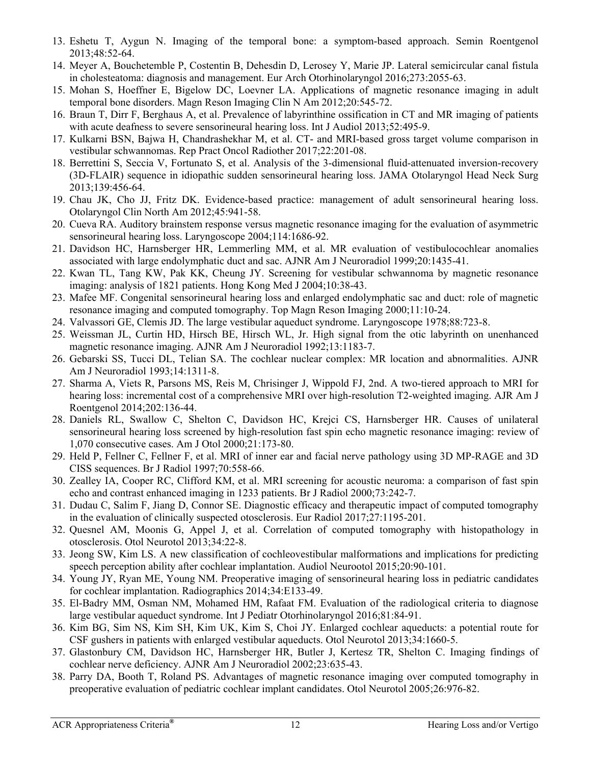13. Eshetu T, Aygun N. Imaging of the temporal bone: a symptom-based approach. Semin Roentgenol 2013;48:52-64.
14. Meyer A, Bouchetemble P, Costentin B, Dehesdin D, Lerosey Y, Marie JP. Lateral semicircular canal fistula in cholesteatoma: diagnosis and management. Eur Arch Otorhinolaryngol 2016;273:2055-63.
15. Mohan S, Hoeffner E, Bigelow DC, Loevner LA. Applications of magnetic resonance imaging in adult temporal bone disorders. Magn Reson Imaging Clin N Am 2012;20:545-72.
16. Braun T, Dirr F, Berghaus A, et al. Prevalence of labyrinthine ossification in CT and MR imaging of patients with acute deafness to severe sensorineural hearing loss. Int J Audiol 2013;52:495-9.
17. Kulkarni BSN, Bajwa H, Chandrashekhar M, et al. CT- and MRI-based gross target volume comparison in vestibular schwannomas. Rep Pract Oncol Radiother 2017;22:201-08.
18. Berrettini S, Seccia V, Fortunato S, et al. Analysis of the 3-dimensional fluid-attenuated inversion-recovery (3D-FLAIR) sequence in idiopathic sudden sensorineural hearing loss. JAMA Otolaryngol Head Neck Surg 2013;139:456-64.
19. Chau JK, Cho JJ, Fritz DK. Evidence-based practice: management of adult sensorineural hearing loss. Otolaryngol Clin North Am 2012;45:941-58.
20. Cueva RA. Auditory brainstem response versus magnetic resonance imaging for the evaluation of asymmetric sensorineural hearing loss. Laryngoscope 2004;114:1686-92.
21. Davidson HC, Harnsberger HR, Lemmerling MM, et al. MR evaluation of vestibulocochlear anomalies associated with large endolymphatic duct and sac. AJNR Am J Neuroradiol 1999;20:1435-41.
22. Kwan TL, Tang KW, Pak KK, Cheung JY. Screening for vestibular schwannoma by magnetic resonance imaging: analysis of 1821 patients. Hong Kong Med J 2004;10:38-43.
23. Mafee MF. Congenital sensorineural hearing loss and enlarged endolymphatic sac and duct: role of magnetic resonance imaging and computed tomography. Top Magn Reson Imaging 2000;11:10-24.
24. Valvassori GE, Clemis JD. The large vestibular aqueduct syndrome. Laryngoscope 1978;88:723-8.
25. Weissman JL, Curtin HD, Hirsch BE, Hirsch WL, Jr. High signal from the otic labyrinth on unenhanced magnetic resonance imaging. AJNR Am J Neuroradiol 1992;13:1183-7.
26. Gebarski SS, Tucci DL, Telian SA. The cochlear nuclear complex: MR location and abnormalities. AJNR Am J Neuroradiol 1993;14:1311-8.
27. Sharma A, Viets R, Parsons MS, Reis M, Chrisinger J, Wippold FJ, 2nd. A two-tiered approach to MRI for hearing loss: incremental cost of a comprehensive MRI over high-resolution T2-weighted imaging. AJR Am J Roentgenol 2014;202:136-44.
28. Daniels RL, Swallow C, Shelton C, Davidson HC, Krejci CS, Harnsberger HR. Causes of unilateral sensorineural hearing loss screened by high-resolution fast spin echo magnetic resonance imaging: review of 1,070 consecutive cases. Am J Otol 2000;21:173-80.
29. Held P, Fellner C, Fellner F, et al. MRI of inner ear and facial nerve pathology using 3D MP-RAGE and 3D CISS sequences. Br J Radiol 1997;70:558-66.
30. Zealley IA, Cooper RC, Clifford KM, et al. MRI screening for acoustic neuroma: a comparison of fast spin echo and contrast enhanced imaging in 1233 patients. Br J Radiol 2000;73:242-7.
31. Dudau C, Salim F, Jiang D, Connor SE. Diagnostic efficacy and therapeutic impact of computed tomography in the evaluation of clinically suspected otosclerosis. Eur Radiol 2017;27:1195-201.
32. Quesnel AM, Moonis G, Appel J, et al. Correlation of computed tomography with histopathology in otosclerosis. Otol Neurotol 2013;34:22-8.
33. Jeong SW, Kim LS. A new classification of cochleovestibular malformations and implications for predicting speech perception ability after cochlear implantation. Audiol Neurootol 2015;20:90-101.
34. Young JY, Ryan ME, Young NM. Preoperative imaging of sensorineural hearing loss in pediatric candidates for cochlear implantation. Radiographics 2014;34:E133-49.
35. El-Badry MM, Osman NM, Mohamed HM, Rafaat FM. Evaluation of the radiological criteria to diagnose large vestibular aqueduct syndrome. Int J Pediatr Otorhinolaryngol 2016;81:84-91.
36. Kim BG, Sim NS, Kim SH, Kim UK, Kim S, Choi JY. Enlarged cochlear aqueducts: a potential route for CSF gushers in patients with enlarged vestibular aqueducts. Otol Neurotol 2013;34:1660-5.
37. Glastonbury CM, Davidson HC, Harnsberger HR, Butler J, Kertesz TR, Shelton C. Imaging findings of cochlear nerve deficiency. AJNR Am J Neuroradiol 2002;23:635-43.
38. Parry DA, Booth T, Roland PS. Advantages of magnetic resonance imaging over computed tomography in preoperative evaluation of pediatric cochlear implant candidates. Otol Neurotol 2005;26:976-82.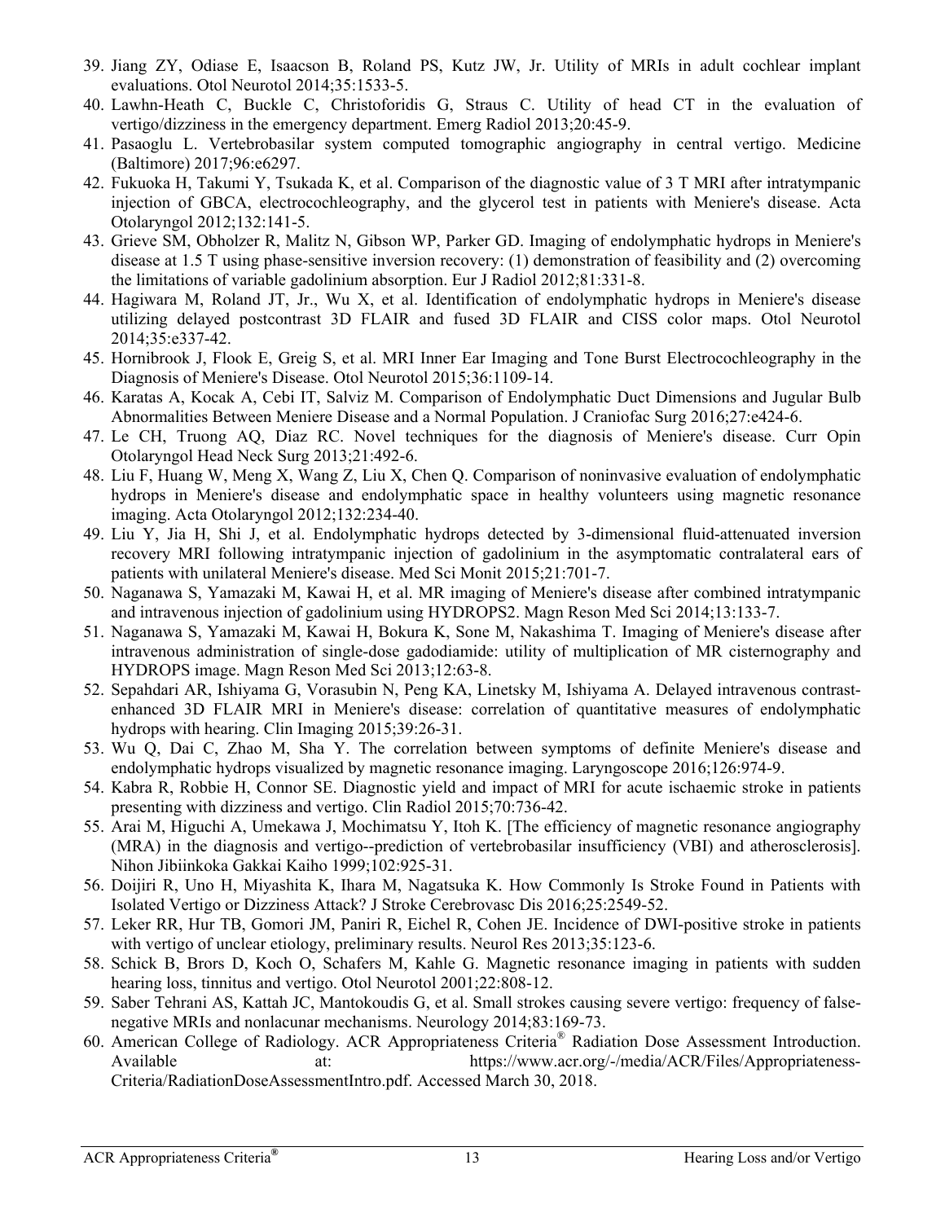39. Jiang ZY, Odiase E, Isaacson B, Roland PS, Kutz JW, Jr. Utility of MRIs in adult cochlear implant evaluations. Otol Neurotol 2014;35:1533-5.
40. Lawhn-Heath C, Buckle C, Christoforidis G, Straus C. Utility of head CT in the evaluation of vertigo/dizziness in the emergency department. Emerg Radiol 2013;20:45-9.
41. Pasaoglu L. Vertebrobasilar system computed tomographic angiography in central vertigo. Medicine (Baltimore) 2017;96:e6297.
42. Fukuoka H, Takumi Y, Tsukada K, et al. Comparison of the diagnostic value of 3 T MRI after intratympanic injection of GBCA, electrocochleography, and the glycerol test in patients with Meniere's disease. Acta Otolaryngol 2012;132:141-5.
43. Grieve SM, Obholzer R, Malitz N, Gibson WP, Parker GD. Imaging of endolymphatic hydrops in Meniere's disease at 1.5 T using phase-sensitive inversion recovery: (1) demonstration of feasibility and (2) overcoming the limitations of variable gadolinium absorption. Eur J Radiol 2012;81:331-8.
44. Hagiwara M, Roland JT, Jr., Wu X, et al. Identification of endolymphatic hydrops in Meniere's disease utilizing delayed postcontrast 3D FLAIR and fused 3D FLAIR and CISS color maps. Otol Neurotol 2014;35:e337-42.
45. Hornibrook J, Flook E, Greig S, et al. MRI Inner Ear Imaging and Tone Burst Electrocochleography in the Diagnosis of Meniere's Disease. Otol Neurotol 2015;36:1109-14.
46. Karatas A, Kocak A, Cebi IT, Salviz M. Comparison of Endolymphatic Duct Dimensions and Jugular Bulb Abnormalities Between Meniere Disease and a Normal Population. J Craniofac Surg 2016;27:e424-6.
47. Le CH, Truong AQ, Diaz RC. Novel techniques for the diagnosis of Meniere's disease. Curr Opin Otolaryngol Head Neck Surg 2013;21:492-6.
48. Liu F, Huang W, Meng X, Wang Z, Liu X, Chen Q. Comparison of noninvasive evaluation of endolymphatic hydrops in Meniere's disease and endolymphatic space in healthy volunteers using magnetic resonance imaging. Acta Otolaryngol 2012;132:234-40.
49. Liu Y, Jia H, Shi J, et al. Endolymphatic hydrops detected by 3-dimensional fluid-attenuated inversion recovery MRI following intratympanic injection of gadolinium in the asymptomatic contralateral ears of patients with unilateral Meniere's disease. Med Sci Monit 2015;21:701-7.
50. Naganawa S, Yamazaki M, Kawai H, et al. MR imaging of Meniere's disease after combined intratympanic and intravenous injection of gadolinium using HYDROPS2. Magn Reson Med Sci 2014;13:133-7.
51. Naganawa S, Yamazaki M, Kawai H, Bokura K, Sone M, Nakashima T. Imaging of Meniere's disease after intravenous administration of single-dose gadodiamide: utility of multiplication of MR cisternography and HYDROPS image. Magn Reson Med Sci 2013;12:63-8.
52. Sepahdari AR, Ishiyama G, Vorasubin N, Peng KA, Linetsky M, Ishiyama A. Delayed intravenous contrast-enhanced 3D FLAIR MRI in Meniere's disease: correlation of quantitative measures of endolymphatic hydrops with hearing. Clin Imaging 2015;39:26-31.
53. Wu Q, Dai C, Zhao M, Sha Y. The correlation between symptoms of definite Meniere's disease and endolymphatic hydrops visualized by magnetic resonance imaging. Laryngoscope 2016;126:974-9.
54. Kabra R, Robbie H, Connor SE. Diagnostic yield and impact of MRI for acute ischaemic stroke in patients presenting with dizziness and vertigo. Clin Radiol 2015;70:736-42.
55. Arai M, Higuchi A, Umekawa J, Mochimatsu Y, Itoh K. [The efficiency of magnetic resonance angiography (MRA) in the diagnosis and vertigo--prediction of vertebrobasilar insufficiency (VBI) and atherosclerosis]. Nihon Jibiinkoka Gakkai Kaiho 1999;102:925-31.
56. Doijiri R, Uno H, Miyashita K, Ihara M, Nagatsuka K. How Commonly Is Stroke Found in Patients with Isolated Vertigo or Dizziness Attack? J Stroke Cerebrovasc Dis 2016;25:2549-52.
57. Leker RR, Hur TB, Gomori JM, Paniri R, Eichel R, Cohen JE. Incidence of DWI-positive stroke in patients with vertigo of unclear etiology, preliminary results. Neurol Res 2013;35:123-6.
58. Schick B, Brors D, Koch O, Schafers M, Kahle G. Magnetic resonance imaging in patients with sudden hearing loss, tinnitus and vertigo. Otol Neurotol 2001;22:808-12.
59. Saber Tehrani AS, Kattah JC, Mantokoudis G, et al. Small strokes causing severe vertigo: frequency of false-negative MRIs and nonlacunar mechanisms. Neurology 2014;83:169-73.
60. American College of Radiology. ACR Appropriateness Criteria® Radiation Dose Assessment Introduction. Available at: https://www.acr.org/-/media/ACR/Files/Appropriateness-Criteria/RadiationDoseAssessmentIntro.pdf. Accessed March 30, 2018.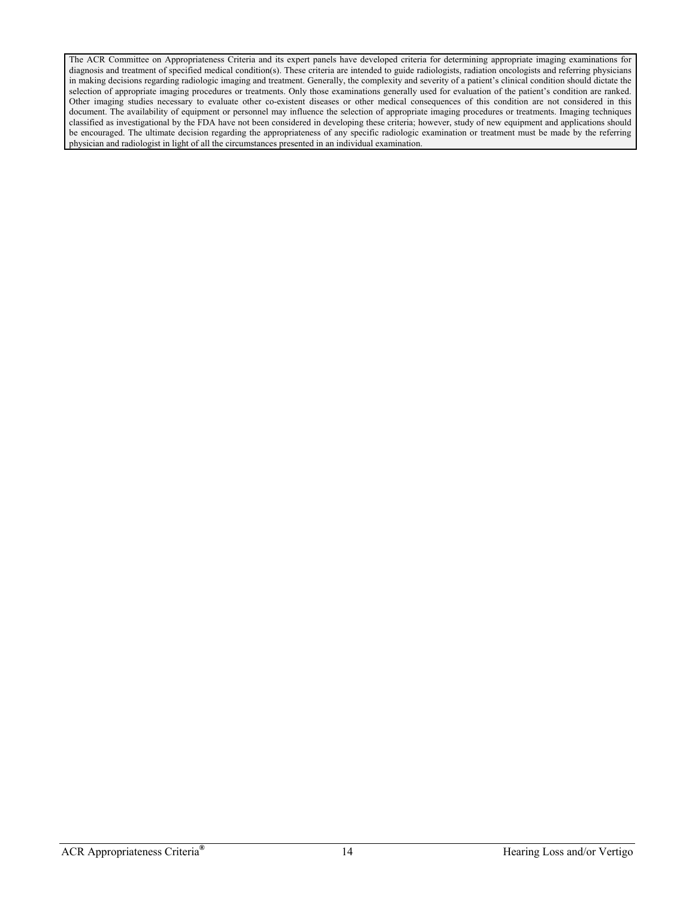The ACR Committee on Appropriateness Criteria and its expert panels have developed criteria for determining appropriate imaging examinations for diagnosis and treatment of specified medical condition(s). These criteria are intended to guide radiologists, radiation oncologists and referring physicians in making decisions regarding radiologic imaging and treatment. Generally, the complexity and severity of a patient's clinical condition should dictate the selection of appropriate imaging procedures or treatments. Only those examinations generally used for evaluation of the patient's condition are ranked. Other imaging studies necessary to evaluate other co-existent diseases or other medical consequences of this condition are not considered in this document. The availability of equipment or personnel may influence the selection of appropriate imaging procedures or treatments. Imaging techniques classified as investigational by the FDA have not been considered in developing these criteria; however, study of new equipment and applications should be encouraged. The ultimate decision regarding the appropriateness of any specific radiologic examination or treatment must be made by the referring physician and radiologist in light of all the circumstances presented in an individual examination.